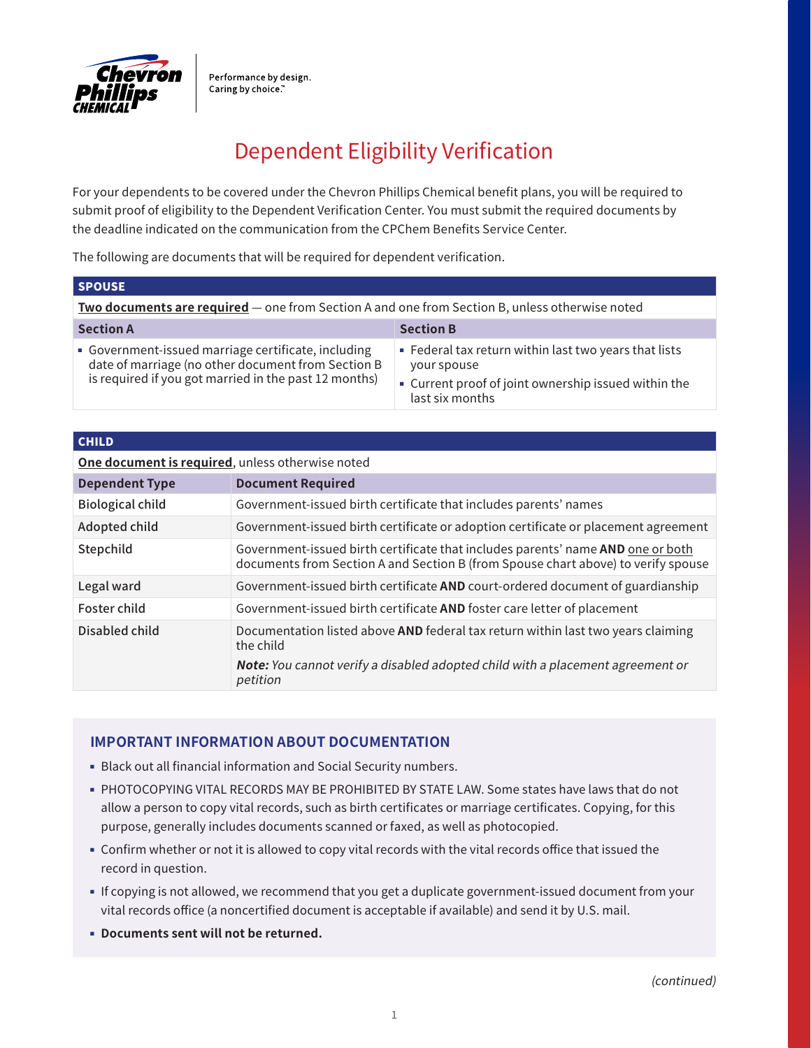Performance by design.
Caring by choice.™

# Dependent Eligibility Verification

For your dependents to be covered under the Chevron Phillips Chemical benefit plans, you will be required to submit proof of eligibility to the Dependent Verification Center. You must submit the required documents by the deadline indicated on the communication from the CPChem Benefits Service Center.

The following are documents that will be required for dependent verification.

| SPOUSE | |
|---|---|
| **Two documents are required** — one from Section A and one from Section B, unless otherwise noted | |
| **Section A** | **Section B** |
| ▪ Government-issued marriage certificate, including date of marriage (no other document from Section B is required if you got married in the past 12 months) | ▪ Federal tax return within last two years that lists your spouse<br>▪ Current proof of joint ownership issued within the last six months |

| CHILD | |
|---|---|
| **One document is required**, unless otherwise noted | |
| **Dependent Type** | **Document Required** |
| Biological child | Government-issued birth certificate that includes parents' names |
| Adopted child | Government-issued birth certificate or adoption certificate or placement agreement |
| Stepchild | Government-issued birth certificate that includes parents' name **AND** one or both documents from Section A and Section B (from Spouse chart above) to verify spouse |
| Legal ward | Government-issued birth certificate **AND** court-ordered document of guardianship |
| Foster child | Government-issued birth certificate **AND** foster care letter of placement |
| Disabled child | Documentation listed above **AND** federal tax return within last two years claiming the child<br>***Note:*** *You cannot verify a disabled adopted child with a placement agreement or petition* |

### IMPORTANT INFORMATION ABOUT DOCUMENTATION

- Black out all financial information and Social Security numbers.
- PHOTOCOPYING VITAL RECORDS MAY BE PROHIBITED BY STATE LAW. Some states have laws that do not allow a person to copy vital records, such as birth certificates or marriage certificates. Copying, for this purpose, generally includes documents scanned or faxed, as well as photocopied.
- Confirm whether or not it is allowed to copy vital records with the vital records office that issued the record in question.
- If copying is not allowed, we recommend that you get a duplicate government-issued document from your vital records office (a noncertified document is acceptable if available) and send it by U.S. mail.
- **Documents sent will not be returned.**

*(continued)*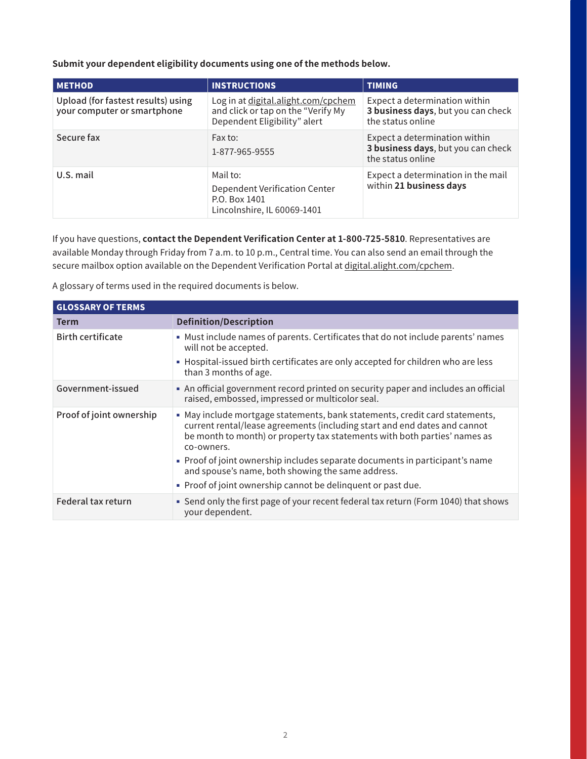**Submit your dependent eligibility documents using one of the methods below.**

| METHOD | INSTRUCTIONS | TIMING |
|---|---|---|
| Upload (for fastest results) using your computer or smartphone | Log in at digital.alight.com/cpchem and click or tap on the "Verify My Dependent Eligibility" alert | Expect a determination within **3 business days**, but you can check the status online |
| Secure fax | Fax to: 1-877-965-9555 | Expect a determination within **3 business days**, but you can check the status online |
| U.S. mail | Mail to: Dependent Verification Center P.O. Box 1401 Lincolnshire, IL 60069-1401 | Expect a determination in the mail within **21 business days** |

If you have questions, **contact the Dependent Verification Center at 1-800-725-5810**. Representatives are available Monday through Friday from 7 a.m. to 10 p.m., Central time. You can also send an email through the secure mailbox option available on the Dependent Verification Portal at digital.alight.com/cpchem.

A glossary of terms used in the required documents is below.

| GLOSSARY OF TERMS | |
|---|---|
| **Term** | **Definition/Description** |
| Birth certificate | ▪ Must include names of parents. Certificates that do not include parents' names will not be accepted.<br>▪ Hospital-issued birth certificates are only accepted for children who are less than 3 months of age. |
| Government-issued | ▪ An official government record printed on security paper and includes an official raised, embossed, impressed or multicolor seal. |
| Proof of joint ownership | ▪ May include mortgage statements, bank statements, credit card statements, current rental/lease agreements (including start and end dates and cannot be month to month) or property tax statements with both parties' names as co-owners.<br>▪ Proof of joint ownership includes separate documents in participant's name and spouse's name, both showing the same address.<br>▪ Proof of joint ownership cannot be delinquent or past due. |
| Federal tax return | ▪ Send only the first page of your recent federal tax return (Form 1040) that shows your dependent. |